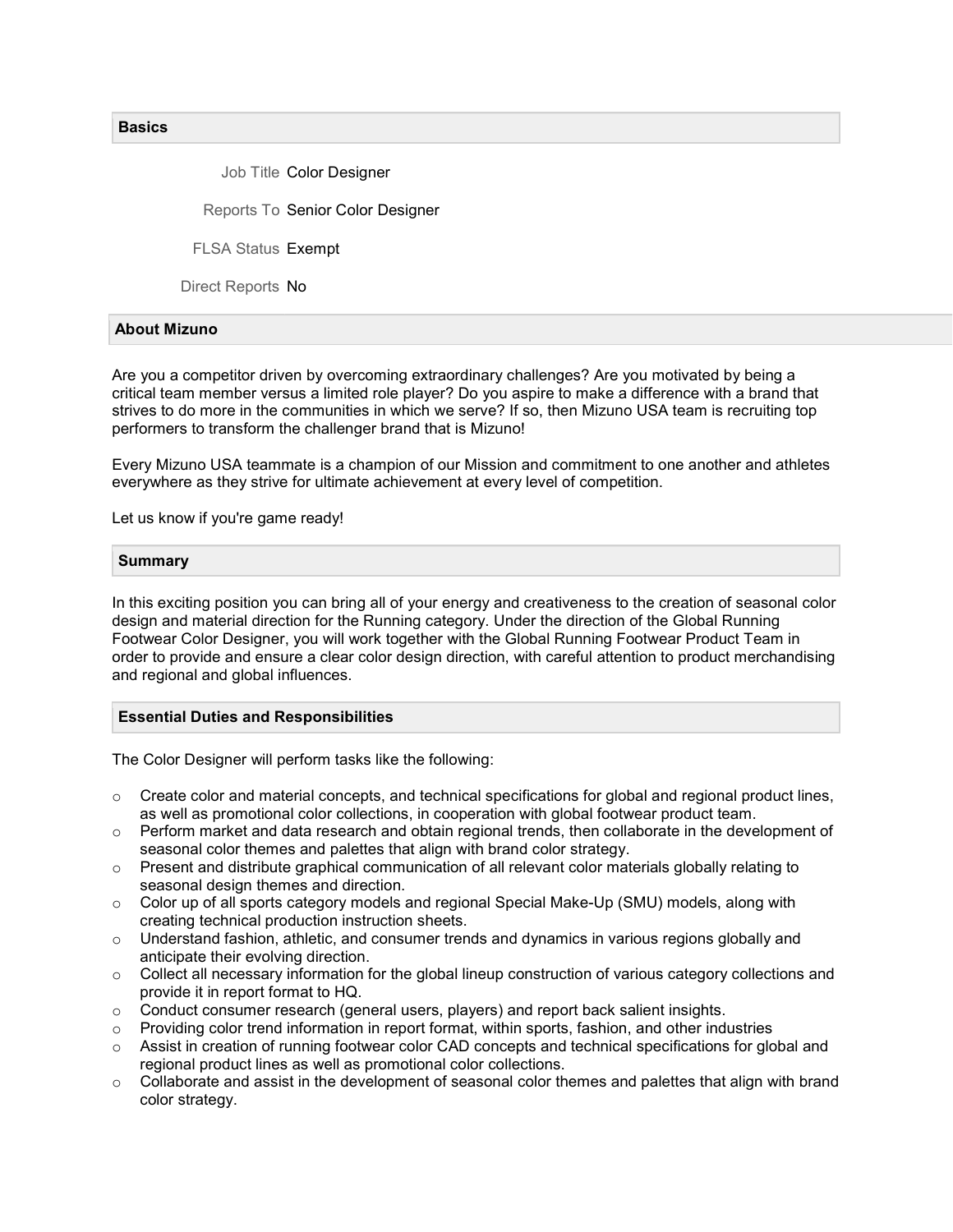## Basics

| | |
|---|---|
| Job Title | Color Designer |
| Reports To | Senior Color Designer |
| FLSA Status | Exempt |
| Direct Reports | No |

## About Mizuno

Are you a competitor driven by overcoming extraordinary challenges? Are you motivated by being a critical team member versus a limited role player? Do you aspire to make a difference with a brand that strives to do more in the communities in which we serve? If so, then Mizuno USA team is recruiting top performers to transform the challenger brand that is Mizuno!

Every Mizuno USA teammate is a champion of our Mission and commitment to one another and athletes everywhere as they strive for ultimate achievement at every level of competition.

Let us know if you're game ready!

## Summary

In this exciting position you can bring all of your energy and creativeness to the creation of seasonal color design and material direction for the Running category. Under the direction of the Global Running Footwear Color Designer, you will work together with the Global Running Footwear Product Team in order to provide and ensure a clear color design direction, with careful attention to product merchandising and regional and global influences.

## Essential Duties and Responsibilities

The Color Designer will perform tasks like the following:

- Create color and material concepts, and technical specifications for global and regional product lines, as well as promotional color collections, in cooperation with global footwear product team.
- Perform market and data research and obtain regional trends, then collaborate in the development of seasonal color themes and palettes that align with brand color strategy.
- Present and distribute graphical communication of all relevant color materials globally relating to seasonal design themes and direction.
- Color up of all sports category models and regional Special Make-Up (SMU) models, along with creating technical production instruction sheets.
- Understand fashion, athletic, and consumer trends and dynamics in various regions globally and anticipate their evolving direction.
- Collect all necessary information for the global lineup construction of various category collections and provide it in report format to HQ.
- Conduct consumer research (general users, players) and report back salient insights.
- Providing color trend information in report format, within sports, fashion, and other industries
- Assist in creation of running footwear color CAD concepts and technical specifications for global and regional product lines as well as promotional color collections.
- Collaborate and assist in the development of seasonal color themes and palettes that align with brand color strategy.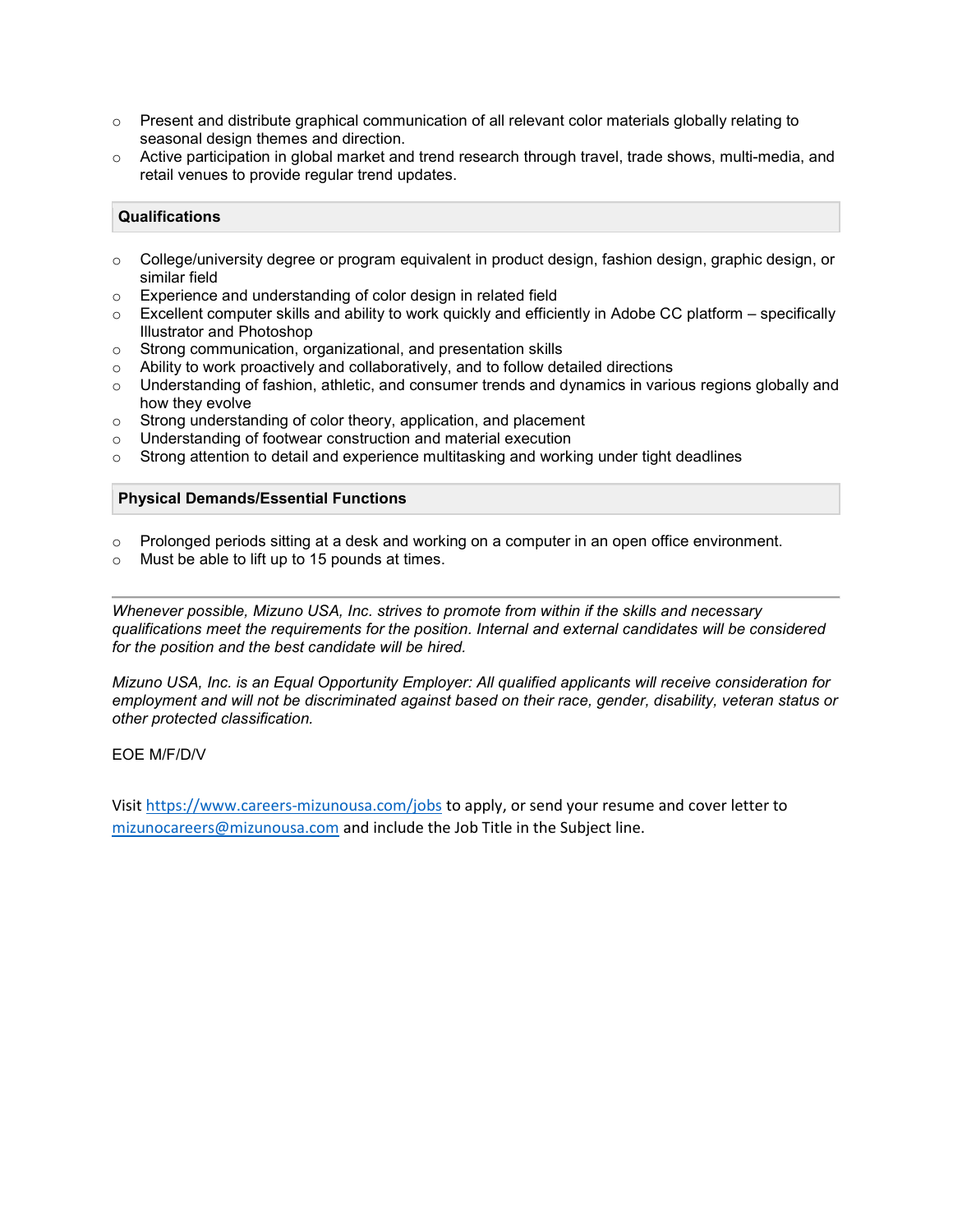- Present and distribute graphical communication of all relevant color materials globally relating to seasonal design themes and direction.
- Active participation in global market and trend research through travel, trade shows, multi-media, and retail venues to provide regular trend updates.

## Qualifications

- College/university degree or program equivalent in product design, fashion design, graphic design, or similar field
- Experience and understanding of color design in related field
- Excellent computer skills and ability to work quickly and efficiently in Adobe CC platform – specifically Illustrator and Photoshop
- Strong communication, organizational, and presentation skills
- Ability to work proactively and collaboratively, and to follow detailed directions
- Understanding of fashion, athletic, and consumer trends and dynamics in various regions globally and how they evolve
- Strong understanding of color theory, application, and placement
- Understanding of footwear construction and material execution
- Strong attention to detail and experience multitasking and working under tight deadlines

## Physical Demands/Essential Functions

- Prolonged periods sitting at a desk and working on a computer in an open office environment.
- Must be able to lift up to 15 pounds at times.

---

*Whenever possible, Mizuno USA, Inc. strives to promote from within if the skills and necessary qualifications meet the requirements for the position. Internal and external candidates will be considered for the position and the best candidate will be hired.*

*Mizuno USA, Inc. is an Equal Opportunity Employer: All qualified applicants will receive consideration for employment and will not be discriminated against based on their race, gender, disability, veteran status or other protected classification.*

EOE M/F/D/V

Visit https://www.careers-mizunousa.com/jobs to apply, or send your resume and cover letter to mizunocareers@mizunousa.com and include the Job Title in the Subject line.